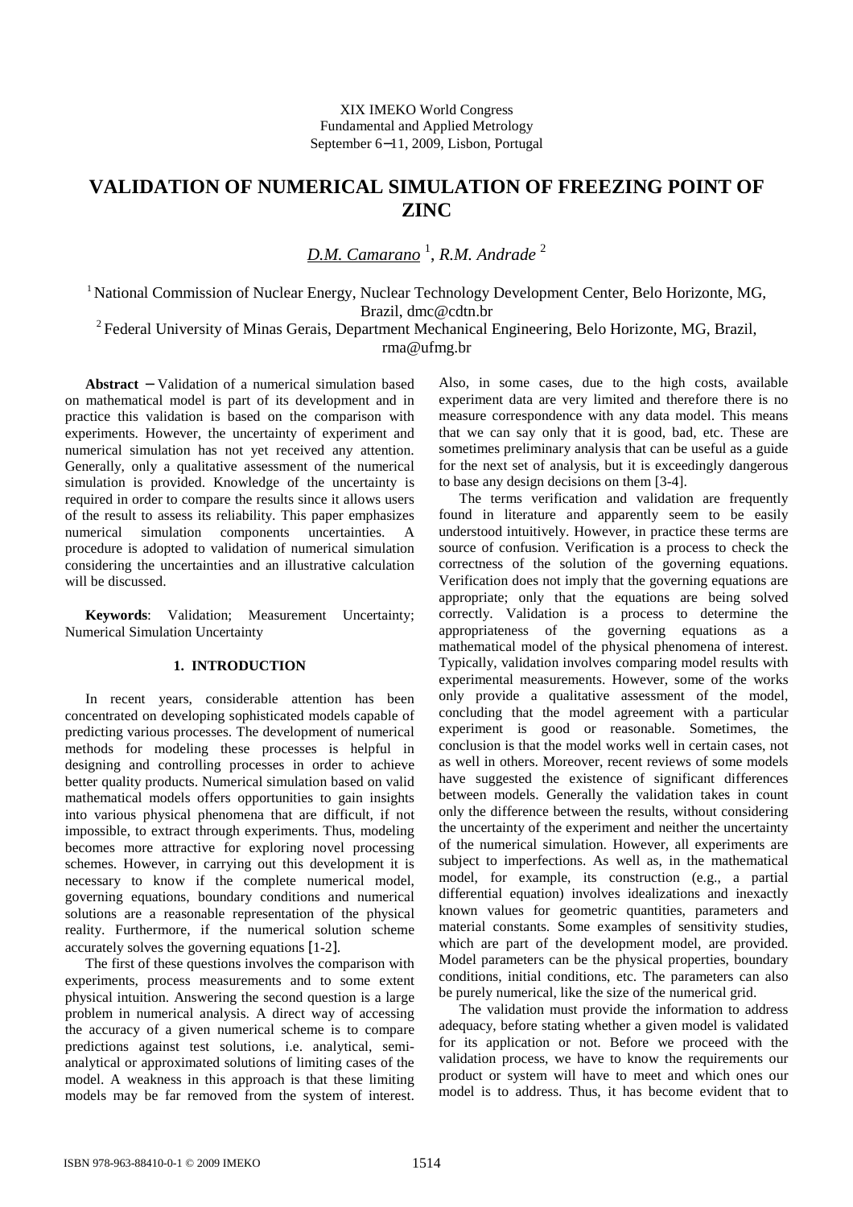XIX IMEKO World Congress
Fundamental and Applied Metrology
September 6−11, 2009, Lisbon, Portugal

# VALIDATION OF NUMERICAL SIMULATION OF FREEZING POINT OF ZINC

*D.M. Camarano* [1], *R.M. Andrade* [2]

[1] National Commission of Nuclear Energy, Nuclear Technology Development Center, Belo Horizonte, MG, Brazil, dmc@cdtn.br

[2] Federal University of Minas Gerais, Department Mechanical Engineering, Belo Horizonte, MG, Brazil, rma@ufmg.br

**Abstract** − Validation of a numerical simulation based on mathematical model is part of its development and in practice this validation is based on the comparison with experiments. However, the uncertainty of experiment and numerical simulation has not yet received any attention. Generally, only a qualitative assessment of the numerical simulation is provided. Knowledge of the uncertainty is required in order to compare the results since it allows users of the result to assess its reliability. This paper emphasizes numerical simulation components uncertainties. A procedure is adopted to validation of numerical simulation considering the uncertainties and an illustrative calculation will be discussed.

**Keywords**: Validation; Measurement Uncertainty; Numerical Simulation Uncertainty

## 1. INTRODUCTION

In recent years, considerable attention has been concentrated on developing sophisticated models capable of predicting various processes. The development of numerical methods for modeling these processes is helpful in designing and controlling processes in order to achieve better quality products. Numerical simulation based on valid mathematical models offers opportunities to gain insights into various physical phenomena that are difficult, if not impossible, to extract through experiments. Thus, modeling becomes more attractive for exploring novel processing schemes. However, in carrying out this development it is necessary to know if the complete numerical model, governing equations, boundary conditions and numerical solutions are a reasonable representation of the physical reality. Furthermore, if the numerical solution scheme accurately solves the governing equations [1-2].

The first of these questions involves the comparison with experiments, process measurements and to some extent physical intuition. Answering the second question is a large problem in numerical analysis. A direct way of accessing the accuracy of a given numerical scheme is to compare predictions against test solutions, i.e. analytical, semi-analytical or approximated solutions of limiting cases of the model. A weakness in this approach is that these limiting models may be far removed from the system of interest. Also, in some cases, due to the high costs, available experiment data are very limited and therefore there is no measure correspondence with any data model. This means that we can say only that it is good, bad, etc. These are sometimes preliminary analysis that can be useful as a guide for the next set of analysis, but it is exceedingly dangerous to base any design decisions on them [3-4].

The terms verification and validation are frequently found in literature and apparently seem to be easily understood intuitively. However, in practice these terms are source of confusion. Verification is a process to check the correctness of the solution of the governing equations. Verification does not imply that the governing equations are appropriate; only that the equations are being solved correctly. Validation is a process to determine the appropriateness of the governing equations as a mathematical model of the physical phenomena of interest. Typically, validation involves comparing model results with experimental measurements. However, some of the works only provide a qualitative assessment of the model, concluding that the model agreement with a particular experiment is good or reasonable. Sometimes, the conclusion is that the model works well in certain cases, not as well in others. Moreover, recent reviews of some models have suggested the existence of significant differences between models. Generally the validation takes in count only the difference between the results, without considering the uncertainty of the experiment and neither the uncertainty of the numerical simulation. However, all experiments are subject to imperfections. As well as, in the mathematical model, for example, its construction (e.g., a partial differential equation) involves idealizations and inexactly known values for geometric quantities, parameters and material constants. Some examples of sensitivity studies, which are part of the development model, are provided. Model parameters can be the physical properties, boundary conditions, initial conditions, etc. The parameters can also be purely numerical, like the size of the numerical grid.

The validation must provide the information to address adequacy, before stating whether a given model is validated for its application or not. Before we proceed with the validation process, we have to know the requirements our product or system will have to meet and which ones our model is to address. Thus, it has become evident that to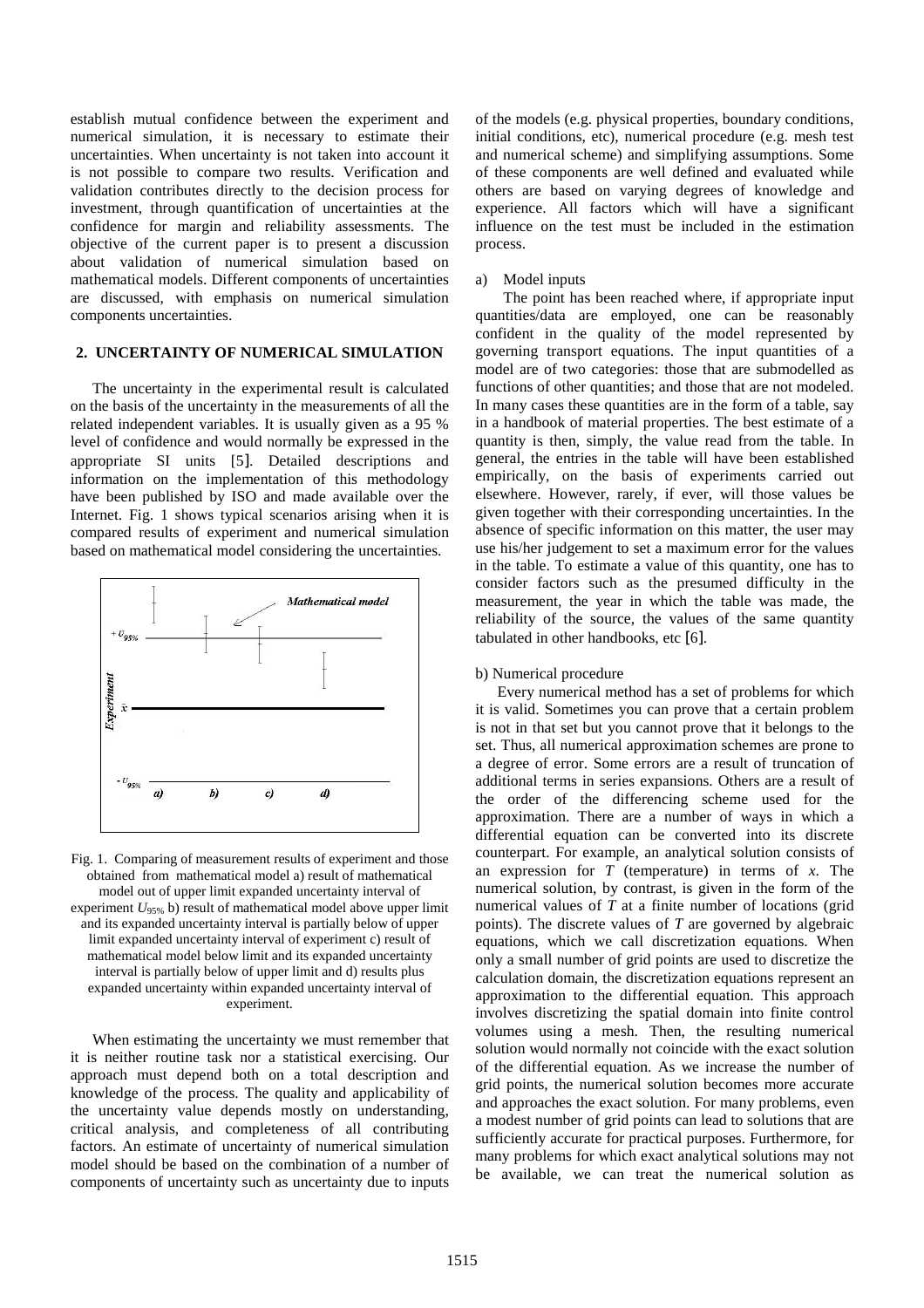establish mutual confidence between the experiment and numerical simulation, it is necessary to estimate their uncertainties. When uncertainty is not taken into account it is not possible to compare two results. Verification and validation contributes directly to the decision process for investment, through quantification of uncertainties at the confidence for margin and reliability assessments. The objective of the current paper is to present a discussion about validation of numerical simulation based on mathematical models. Different components of uncertainties are discussed, with emphasis on numerical simulation components uncertainties.

## 2. UNCERTAINTY OF NUMERICAL SIMULATION

The uncertainty in the experimental result is calculated on the basis of the uncertainty in the measurements of all the related independent variables. It is usually given as a 95 % level of confidence and would normally be expressed in the appropriate SI units [5]. Detailed descriptions and information on the implementation of this methodology have been published by ISO and made available over the Internet. Fig. 1 shows typical scenarios arising when it is compared results of experiment and numerical simulation based on mathematical model considering the uncertainties.

Fig. 1. Comparing of measurement results of experiment and those obtained from mathematical model a) result of mathematical model out of upper limit expanded uncertainty interval of experiment $U_{95\%}$ b) result of mathematical model above upper limit and its expanded uncertainty interval is partially below of upper limit expanded uncertainty interval of experiment c) result of mathematical model below limit and its expanded uncertainty interval is partially below of upper limit and d) results plus expanded uncertainty within expanded uncertainty interval of experiment.

When estimating the uncertainty we must remember that it is neither routine task nor a statistical exercising. Our approach must depend both on a total description and knowledge of the process. The quality and applicability of the uncertainty value depends mostly on understanding, critical analysis, and completeness of all contributing factors. An estimate of uncertainty of numerical simulation model should be based on the combination of a number of components of uncertainty such as uncertainty due to inputs of the models (e.g. physical properties, boundary conditions, initial conditions, etc), numerical procedure (e.g. mesh test and numerical scheme) and simplifying assumptions. Some of these components are well defined and evaluated while others are based on varying degrees of knowledge and experience. All factors which will have a significant influence on the test must be included in the estimation process.

a) Model inputs

The point has been reached where, if appropriate input quantities/data are employed, one can be reasonably confident in the quality of the model represented by governing transport equations. The input quantities of a model are of two categories: those that are submodelled as functions of other quantities; and those that are not modeled. In many cases these quantities are in the form of a table, say in a handbook of material properties. The best estimate of a quantity is then, simply, the value read from the table. In general, the entries in the table will have been established empirically, on the basis of experiments carried out elsewhere. However, rarely, if ever, will those values be given together with their corresponding uncertainties. In the absence of specific information on this matter, the user may use his/her judgement to set a maximum error for the values in the table. To estimate a value of this quantity, one has to consider factors such as the presumed difficulty in the measurement, the year in which the table was made, the reliability of the source, the values of the same quantity tabulated in other handbooks, etc [6].

b) Numerical procedure

Every numerical method has a set of problems for which it is valid. Sometimes you can prove that a certain problem is not in that set but you cannot prove that it belongs to the set. Thus, all numerical approximation schemes are prone to a degree of error. Some errors are a result of truncation of additional terms in series expansions. Others are a result of the order of the differencing scheme used for the approximation. There are a number of ways in which a differential equation can be converted into its discrete counterpart. For example, an analytical solution consists of an expression for $T$ (temperature) in terms of $x$. The numerical solution, by contrast, is given in the form of the numerical values of $T$ at a finite number of locations (grid points). The discrete values of $T$ are governed by algebraic equations, which we call discretization equations. When only a small number of grid points are used to discretize the calculation domain, the discretization equations represent an approximation to the differential equation. This approach involves discretizing the spatial domain into finite control volumes using a mesh. Then, the resulting numerical solution would normally not coincide with the exact solution of the differential equation. As we increase the number of grid points, the numerical solution becomes more accurate and approaches the exact solution. For many problems, even a modest number of grid points can lead to solutions that are sufficiently accurate for practical purposes. Furthermore, for many problems for which exact analytical solutions may not be available, we can treat the numerical solution as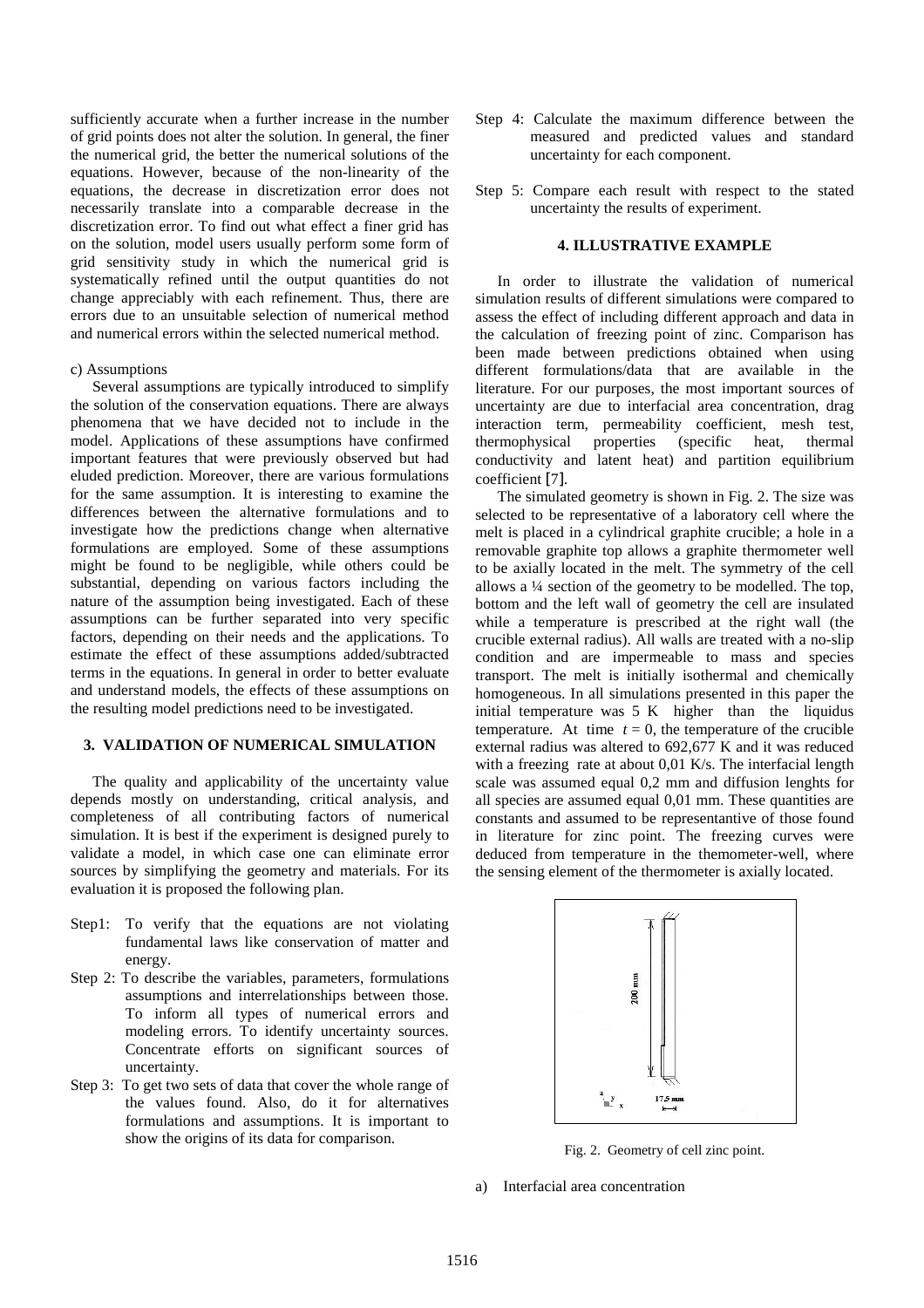sufficiently accurate when a further increase in the number of grid points does not alter the solution. In general, the finer the numerical grid, the better the numerical solutions of the equations. However, because of the non-linearity of the equations, the decrease in discretization error does not necessarily translate into a comparable decrease in the discretization error. To find out what effect a finer grid has on the solution, model users usually perform some form of grid sensitivity study in which the numerical grid is systematically refined until the output quantities do not change appreciably with each refinement. Thus, there are errors due to an unsuitable selection of numerical method and numerical errors within the selected numerical method.

c) Assumptions

Several assumptions are typically introduced to simplify the solution of the conservation equations. There are always phenomena that we have decided not to include in the model. Applications of these assumptions have confirmed important features that were previously observed but had eluded prediction. Moreover, there are various formulations for the same assumption. It is interesting to examine the differences between the alternative formulations and to investigate how the predictions change when alternative formulations are employed. Some of these assumptions might be found to be negligible, while others could be substantial, depending on various factors including the nature of the assumption being investigated. Each of these assumptions can be further separated into very specific factors, depending on their needs and the applications. To estimate the effect of these assumptions added/subtracted terms in the equations. In general in order to better evaluate and understand models, the effects of these assumptions on the resulting model predictions need to be investigated.

## 3. VALIDATION OF NUMERICAL SIMULATION

The quality and applicability of the uncertainty value depends mostly on understanding, critical analysis, and completeness of all contributing factors of numerical simulation. It is best if the experiment is designed purely to validate a model, in which case one can eliminate error sources by simplifying the geometry and materials. For its evaluation it is proposed the following plan.

- Step1: To verify that the equations are not violating fundamental laws like conservation of matter and energy.
- Step 2: To describe the variables, parameters, formulations assumptions and interrelationships between those. To inform all types of numerical errors and modeling errors. To identify uncertainty sources. Concentrate efforts on significant sources of uncertainty.
- Step 3: To get two sets of data that cover the whole range of the values found. Also, do it for alternatives formulations and assumptions. It is important to show the origins of its data for comparison.
- Step 4: Calculate the maximum difference between the measured and predicted values and standard uncertainty for each component.
- Step 5: Compare each result with respect to the stated uncertainty the results of experiment.

## 4. ILLUSTRATIVE EXAMPLE

In order to illustrate the validation of numerical simulation results of different simulations were compared to assess the effect of including different approach and data in the calculation of freezing point of zinc. Comparison has been made between predictions obtained when using different formulations/data that are available in the literature. For our purposes, the most important sources of uncertainty are due to interfacial area concentration, drag interaction term, permeability coefficient, mesh test, thermophysical properties (specific heat, thermal conductivity and latent heat) and partition equilibrium coefficient [7].

The simulated geometry is shown in Fig. 2. The size was selected to be representative of a laboratory cell where the melt is placed in a cylindrical graphite crucible; a hole in a removable graphite top allows a graphite thermometer well to be axially located in the melt. The symmetry of the cell allows a ¼ section of the geometry to be modelled. The top, bottom and the left wall of geometry the cell are insulated while a temperature is prescribed at the right wall (the crucible external radius). All walls are treated with a no-slip condition and are impermeable to mass and species transport. The melt is initially isothermal and chemically homogeneous. In all simulations presented in this paper the initial temperature was 5 K higher than the liquidus temperature. At time $t = 0$, the temperature of the crucible external radius was altered to 692,677 K and it was reduced with a freezing rate at about 0,01 K/s. The interfacial length scale was assumed equal 0,2 mm and diffusion lenghts for all species are assumed equal 0,01 mm. These quantities are constants and assumed to be representantive of those found in literature for zinc point. The freezing curves were deduced from temperature in the themometer-well, where the sensing element of the thermometer is axially located.

Fig. 2. Geometry of cell zinc point.

a) Interfacial area concentration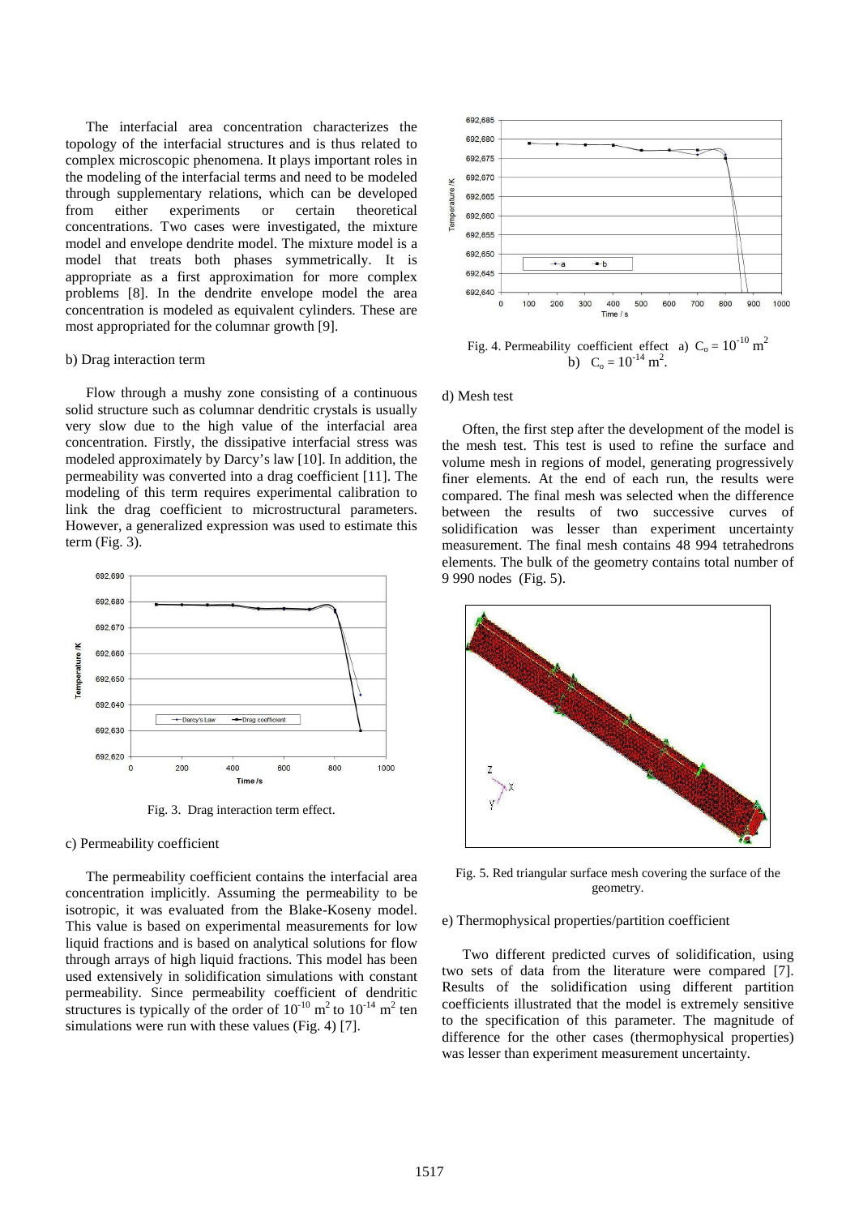The interfacial area concentration characterizes the topology of the interfacial structures and is thus related to complex microscopic phenomena. It plays important roles in the modeling of the interfacial terms and need to be modeled through supplementary relations, which can be developed from either experiments or certain theoretical concentrations. Two cases were investigated, the mixture model and envelope dendrite model. The mixture model is a model that treats both phases symmetrically. It is appropriate as a first approximation for more complex problems [8]. In the dendrite envelope model the area concentration is modeled as equivalent cylinders. These are most appropriated for the columnar growth [9].

b) Drag interaction term

Flow through a mushy zone consisting of a continuous solid structure such as columnar dendritic crystals is usually very slow due to the high value of the interfacial area concentration. Firstly, the dissipative interfacial stress was modeled approximately by Darcy's law [10]. In addition, the permeability was converted into a drag coefficient [11]. The modeling of this term requires experimental calibration to link the drag coefficient to microstructural parameters. However, a generalized expression was used to estimate this term (Fig. 3).

Fig. 3. Drag interaction term effect.

c) Permeability coefficient

The permeability coefficient contains the interfacial area concentration implicitly. Assuming the permeability to be isotropic, it was evaluated from the Blake-Koseny model. This value is based on experimental measurements for low liquid fractions and is based on analytical solutions for flow through arrays of high liquid fractions. This model has been used extensively in solidification simulations with constant permeability. Since permeability coefficient of dendritic structures is typically of the order of $10^{-10}$ m$^2$ to $10^{-14}$ m$^2$ ten simulations were run with these values (Fig. 4) [7].

Fig. 4. Permeability coefficient effect a) $C_o = 10^{-10}$ m$^2$ b) $C_o = 10^{-14}$ m$^2$.

d) Mesh test

Often, the first step after the development of the model is the mesh test. This test is used to refine the surface and volume mesh in regions of model, generating progressively finer elements. At the end of each run, the results were compared. The final mesh was selected when the difference between the results of two successive curves of solidification was lesser than experiment uncertainty measurement. The final mesh contains 48 994 tetrahedrons elements. The bulk of the geometry contains total number of 9 990 nodes (Fig. 5).

Fig. 5. Red triangular surface mesh covering the surface of the geometry.

e) Thermophysical properties/partition coefficient

Two different predicted curves of solidification, using two sets of data from the literature were compared [7]. Results of the solidification using different partition coefficients illustrated that the model is extremely sensitive to the specification of this parameter. The magnitude of difference for the other cases (thermophysical properties) was lesser than experiment measurement uncertainty.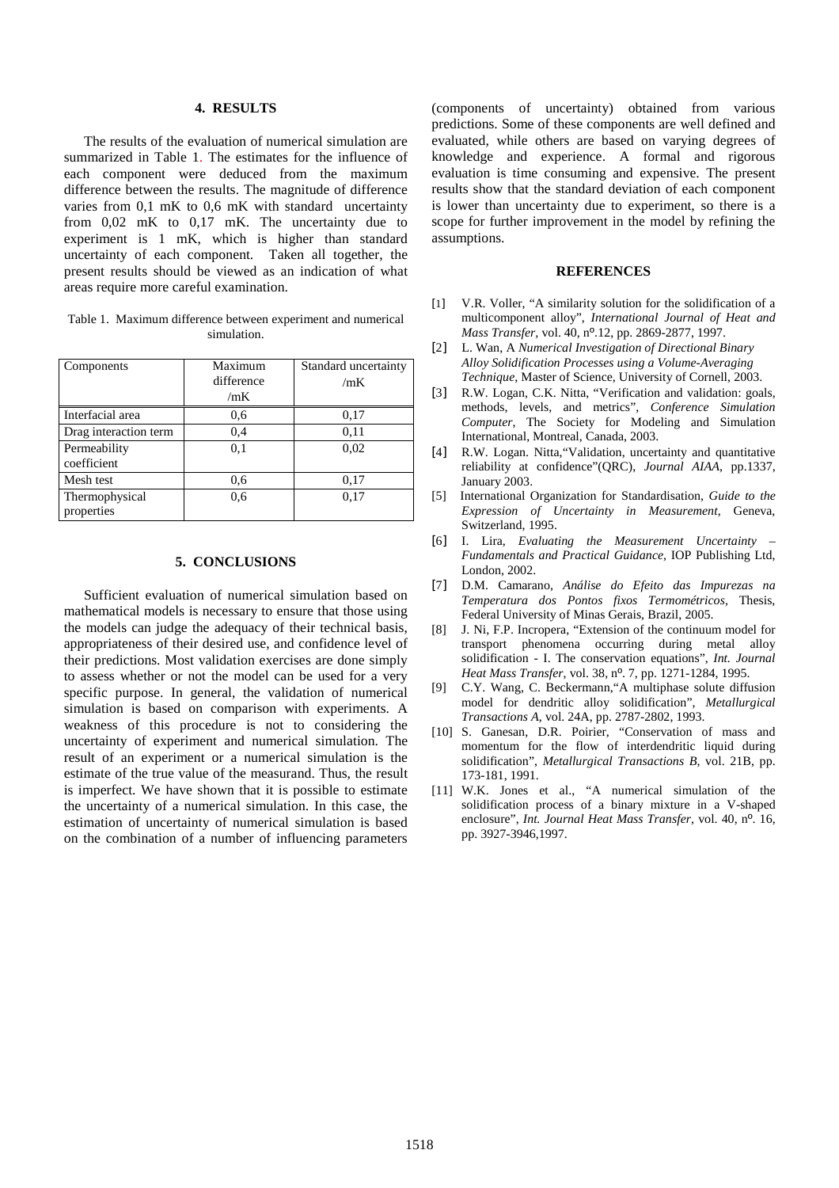## 4. RESULTS

The results of the evaluation of numerical simulation are summarized in Table 1. The estimates for the influence of each component were deduced from the maximum difference between the results. The magnitude of difference varies from 0,1 mK to 0,6 mK with standard uncertainty from 0,02 mK to 0,17 mK. The uncertainty due to experiment is 1 mK, which is higher than standard uncertainty of each component. Taken all together, the present results should be viewed as an indication of what areas require more careful examination.

Table 1. Maximum difference between experiment and numerical simulation.

| Components | Maximum difference /mK | Standard uncertainty /mK |
|---|---|---|
| Interfacial area | 0,6 | 0,17 |
| Drag interaction term | 0,4 | 0,11 |
| Permeability coefficient | 0,1 | 0,02 |
| Mesh test | 0,6 | 0,17 |
| Thermophysical properties | 0,6 | 0,17 |

## 5. CONCLUSIONS

Sufficient evaluation of numerical simulation based on mathematical models is necessary to ensure that those using the models can judge the adequacy of their technical basis, appropriateness of their desired use, and confidence level of their predictions. Most validation exercises are done simply to assess whether or not the model can be used for a very specific purpose. In general, the validation of numerical simulation is based on comparison with experiments. A weakness of this procedure is not to considering the uncertainty of experiment and numerical simulation. The result of an experiment or a numerical simulation is the estimate of the true value of the measurand. Thus, the result is imperfect. We have shown that it is possible to estimate the uncertainty of a numerical simulation. In this case, the estimation of uncertainty of numerical simulation is based on the combination of a number of influencing parameters (components of uncertainty) obtained from various predictions. Some of these components are well defined and evaluated, while others are based on varying degrees of knowledge and experience. A formal and rigorous evaluation is time consuming and expensive. The present results show that the standard deviation of each component is lower than uncertainty due to experiment, so there is a scope for further improvement in the model by refining the assumptions.

## REFERENCES

[1] V.R. Voller, "A similarity solution for the solidification of a multicomponent alloy", *International Journal of Heat and Mass Transfer*, vol. 40, nº.12, pp. 2869-2877, 1997.

[2] L. Wan, A *Numerical Investigation of Directional Binary Alloy Solidification Processes using a Volume-Averaging Technique*, Master of Science, University of Cornell, 2003.

[3] R.W. Logan, C.K. Nitta, "Verification and validation: goals, methods, levels, and metrics", *Conference Simulation Computer*, The Society for Modeling and Simulation International, Montreal, Canada, 2003.

[4] R.W. Logan. Nitta,"Validation, uncertainty and quantitative reliability at confidence"(QRC), *Journal AIAA*, pp.1337, January 2003.

[5] International Organization for Standardisation, *Guide to the Expression of Uncertainty in Measurement*, Geneva, Switzerland, 1995.

[6] I. Lira, *Evaluating the Measurement Uncertainty – Fundamentals and Practical Guidance*, IOP Publishing Ltd, London, 2002.

[7] D.M. Camarano, *Análise do Efeito das Impurezas na Temperatura dos Pontos fixos Termométricos,* Thesis, Federal University of Minas Gerais, Brazil, 2005.

[8] J. Ni, F.P. Incropera, "Extension of the continuum model for transport phenomena occurring during metal alloy solidification - I. The conservation equations", *Int. Journal Heat Mass Transfer*, vol. 38, nº. 7, pp. 1271-1284, 1995.

[9] C.Y. Wang, C. Beckermann,"A multiphase solute diffusion model for dendritic alloy solidification", *Metallurgical Transactions A*, vol. 24A, pp. 2787-2802, 1993.

[10] S. Ganesan, D.R. Poirier, "Conservation of mass and momentum for the flow of interdendritic liquid during solidification", *Metallurgical Transactions B*, vol. 21B, pp. 173-181, 1991.

[11] W.K. Jones et al., "A numerical simulation of the solidification process of a binary mixture in a V-shaped enclosure", *Int. Journal Heat Mass Transfer*, vol. 40, nº. 16, pp. 3927-3946,1997.